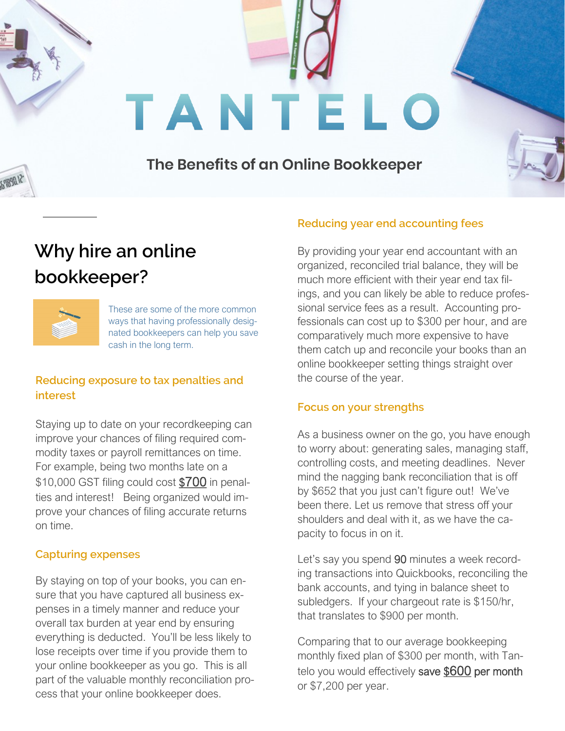# TANTELO

## The Benefits of an Online Bookkeeper

## Why hire an online bookkeeper?

These are some of the more common ways that having professionally designated bookkeepers can help you save cash in the long term.

### Reducing exposure to tax penalties and interest

Staying up to date on your recordkeeping can improve your chances of filing required commodity taxes or payroll remittances on time. For example, being two months late on a $10,000 GST filing could cost $700 in penalties and interest! Being organized would improve your chances of filing accurate returns on time.

### Capturing expenses

By staying on top of your books, you can ensure that you have captured all business expenses in a timely manner and reduce your overall tax burden at year end by ensuring everything is deducted. You'll be less likely to lose receipts over time if you provide them to your online bookkeeper as you go. This is all part of the valuable monthly reconciliation process that your online bookkeeper does.

### Reducing year end accounting fees

By providing your year end accountant with an organized, reconciled trial balance, they will be much more efficient with their year end tax filings, and you can likely be able to reduce professional service fees as a result. Accounting professionals can cost up to $300 per hour, and are comparatively much more expensive to have them catch up and reconcile your books than an online bookkeeper setting things straight over the course of the year.

### Focus on your strengths

As a business owner on the go, you have enough to worry about: generating sales, managing staff, controlling costs, and meeting deadlines. Never mind the nagging bank reconciliation that is off by $652 that you just can't figure out! We've been there. Let us remove that stress off your shoulders and deal with it, as we have the capacity to focus in on it.

Let's say you spend 90 minutes a week recording transactions into Quickbooks, reconciling the bank accounts, and tying in balance sheet to subledgers. If your chargeout rate is $150/hr, that translates to $900 per month.

Comparing that to our average bookkeeping monthly fixed plan of $300 per month, with Tantelo you would effectively save $600 per month or $7,200 per year.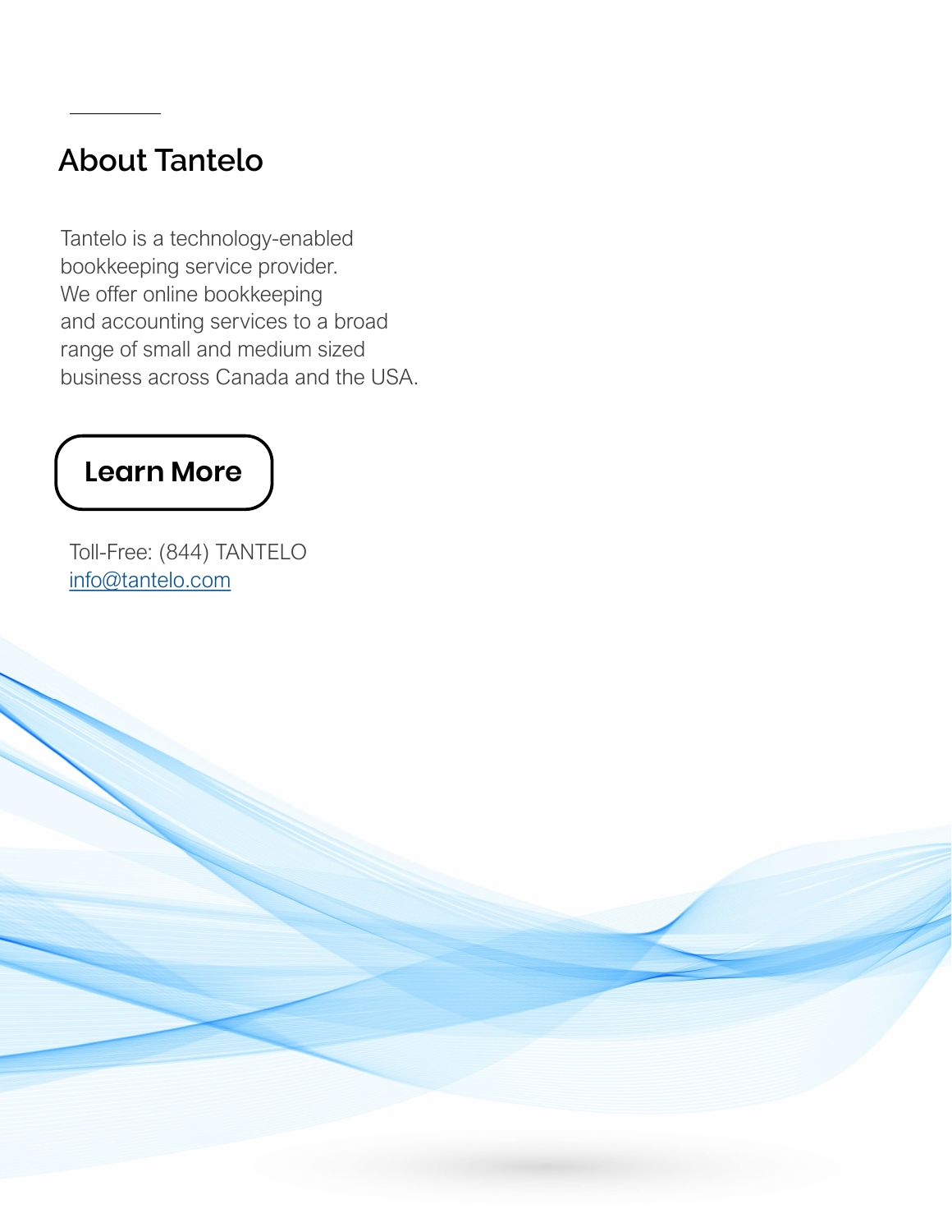## About Tantelo

Tantelo is a technology-enabled bookkeeping service provider. We offer online bookkeeping and accounting services to a broad range of small and medium sized business across Canada and the USA.

**Learn More**

Toll-Free: (844) TANTELO
info@tantelo.com